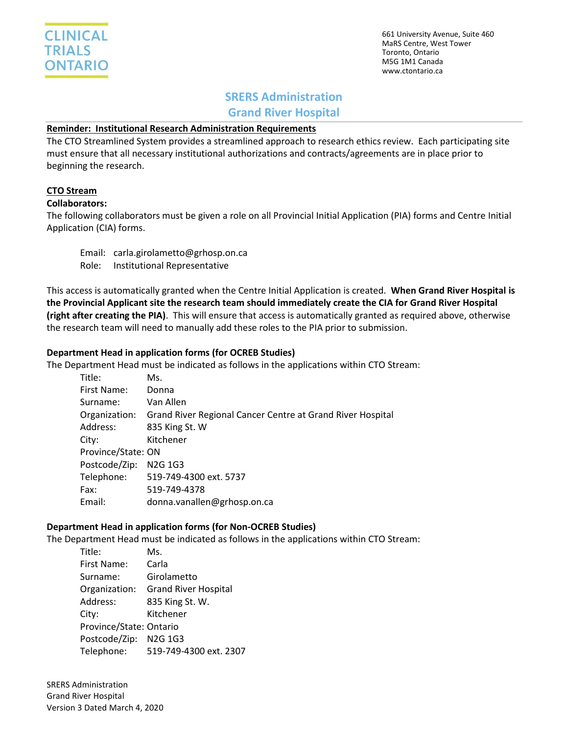CLINICAL TRIALS ONTARIO

661 University Avenue, Suite 460
MaRS Centre, West Tower
Toronto, Ontario
M5G 1M1 Canada
www.ctontario.ca

# SRERS Administration
# Grand River Hospital

**Reminder: Institutional Research Administration Requirements**

The CTO Streamlined System provides a streamlined approach to research ethics review. Each participating site must ensure that all necessary institutional authorizations and contracts/agreements are in place prior to beginning the research.

## CTO Stream

**Collaborators:**

The following collaborators must be given a role on all Provincial Initial Application (PIA) forms and Centre Initial Application (CIA) forms.

Email: carla.girolametto@grhosp.on.ca
Role: Institutional Representative

This access is automatically granted when the Centre Initial Application is created. **When Grand River Hospital is the Provincial Applicant site the research team should immediately create the CIA for Grand River Hospital (right after creating the PIA)**. This will ensure that access is automatically granted as required above, otherwise the research team will need to manually add these roles to the PIA prior to submission.

**Department Head in application forms (for OCREB Studies)**

The Department Head must be indicated as follows in the applications within CTO Stream:

Title: Ms.
First Name: Donna
Surname: Van Allen
Organization: Grand River Regional Cancer Centre at Grand River Hospital
Address: 835 King St. W
City: Kitchener
Province/State: ON
Postcode/Zip: N2G 1G3
Telephone: 519-749-4300 ext. 5737
Fax: 519-749-4378
Email: donna.vanallen@grhosp.on.ca

**Department Head in application forms (for Non-OCREB Studies)**

The Department Head must be indicated as follows in the applications within CTO Stream:

Title: Ms.
First Name: Carla
Surname: Girolametto
Organization: Grand River Hospital
Address: 835 King St. W.
City: Kitchener
Province/State: Ontario
Postcode/Zip: N2G 1G3
Telephone: 519-749-4300 ext. 2307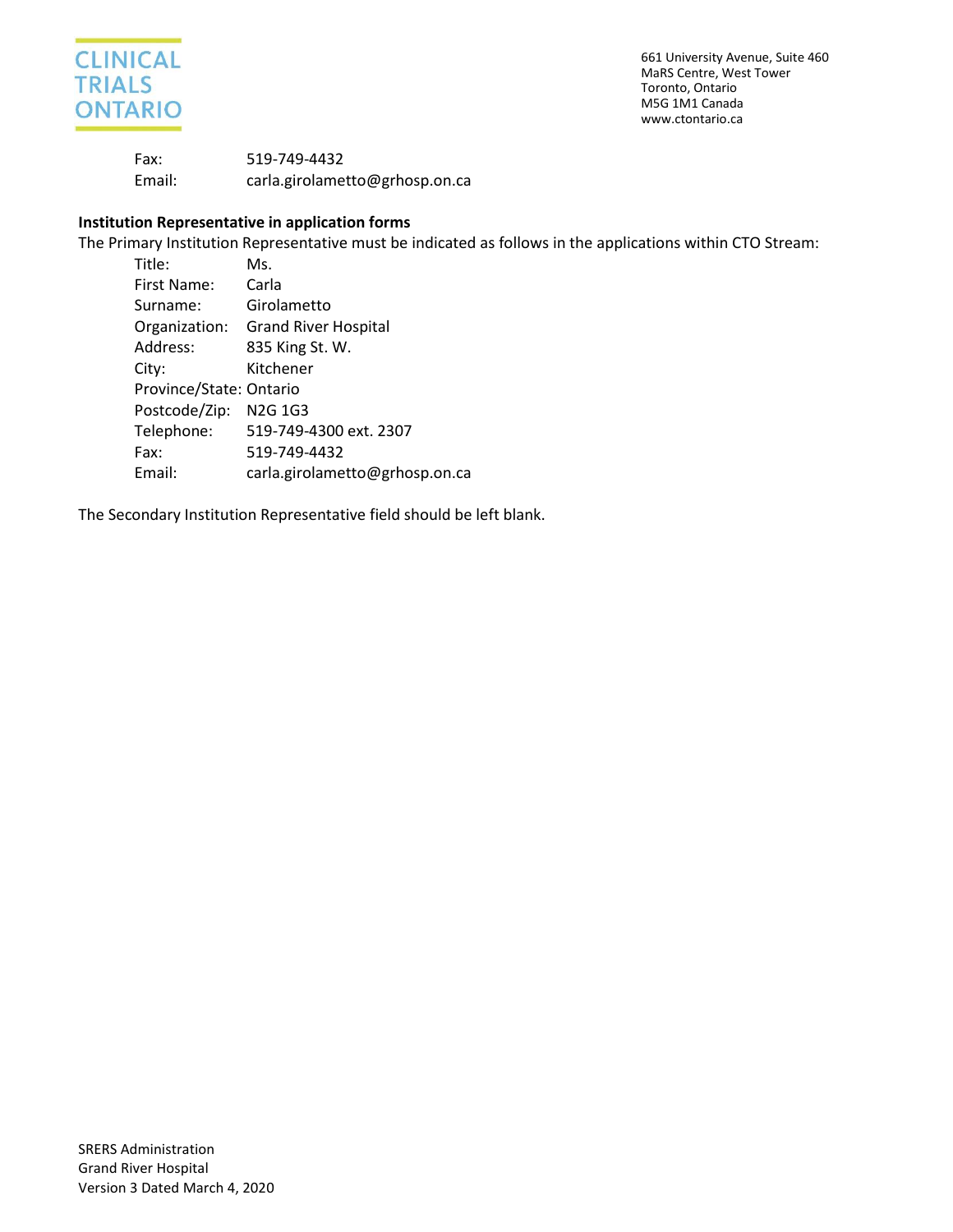Fax: 519-749-4432
Email: carla.girolametto@grhosp.on.ca

**Institution Representative in application forms**

The Primary Institution Representative must be indicated as follows in the applications within CTO Stream:

Title: Ms.
First Name: Carla
Surname: Girolametto
Organization: Grand River Hospital
Address: 835 King St. W.
City: Kitchener
Province/State: Ontario
Postcode/Zip: N2G 1G3
Telephone: 519-749-4300 ext. 2307
Fax: 519-749-4432
Email: carla.girolametto@grhosp.on.ca

The Secondary Institution Representative field should be left blank.